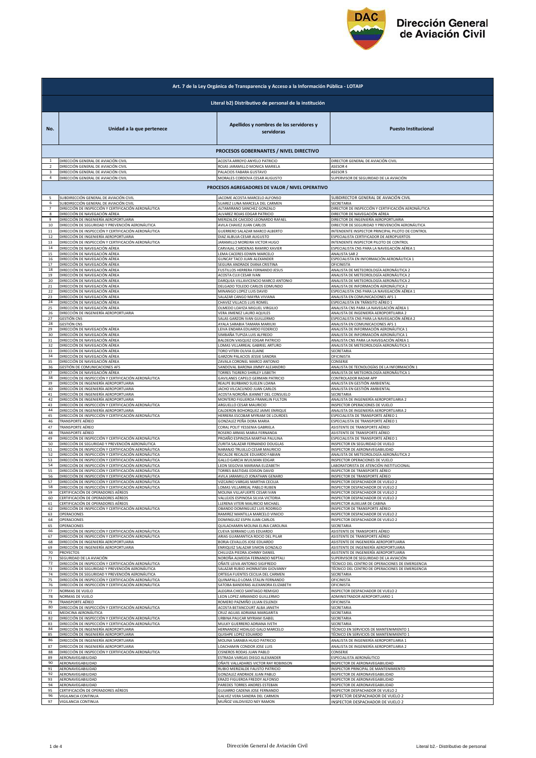| Art. 7 de la Ley Orgánica de Transparencia y Acceso a la Información Pública - LOTAIP | | | |
|---|---|---|---|
| Literal b2) Distributivo de personal de la institución | | | |
| No. | Unidad a la que pertenece | Apellidos y nombres de los servidores y servidoras | Puesto Institucional |
| PROCESOS GOBERNANTES / NIVEL DIRECTIVO | | | |
| 1 | DIRECCIÓN GENERAL DE AVIACIÓN CIVIL | ACOSTA ARROYO ANYELO PATRICIO | DIRECTOR GENERAL DE AVIACIÓN CIVIL |
| 2 | DIRECCIÓN GENERAL DE AVIACIÓN CIVIL | ROJAS JARAMILLO MONICA MARIELA | ASESOR 4 |
| 3 | DIRECCIÓN GENERAL DE AVIACIÓN CIVIL | PALACIOS FABARA GUSTAVO | ASESOR 5 |
| 4 | DIRECCIÓN GENERAL DE AVIACIÓN CIVIL | MORALES CORDOVA CESAR AUGUSTO | SUPERVISOR DE SEGURIDAD DE LA AVIACIÓN |
| PROCESOS AGREGADORES DE VALOR / NIVEL OPERATIVO | | | |
| 5 | SUBDIRECCIÓN GENERAL DE AVIACIÓN CIVIL | JACOME ACOSTA MARCELO ALFONSO | SUBDIRECTOR GENERAL DE AVIACIÓN CIVIL |
| 6 | SUBDIRECCIÓN GENERAL DE AVIACIÓN CIVIL | SUAREZ LUNA MARCELA DEL CARMEN | SECRETARIA |
| 7 | DIRECCIÓN DE INSPECCIÓN Y CERTIFICACIÓN AERONÁUTICA | ALTAMIRANO SANCHEZ GONZALO | DIRECTOR DE INSPECCIÓN Y CERTIFICACIÓN AERONÁUTICA |
| 8 | DIRECCIÓN DE NAVEGACIÓN AÉREA | ALVAREZ ROJAS EDGAR PATRICIO | DIRECTOR DE NAVEGACIÓN AÉREA |
| 9 | DIRECCIÓN DE INGENIERÍA AEROPORTUARIA | MERIZALDE CAICEDO LEONARDO RAFAEL | DIRECTOR DE INGENIERÍA AEROPORTUARIA |
| 10 | DIRECCIÓN DE SEGURIDAD Y PREVENCIÓN AERONÁUTICA | AVILA CHAVEZ JUAN CARLOS | DIRECTOR DE SEGURIDAD Y PREVENCIÓN AERONÁUTICA |
| 11 | DIRECCIÓN DE INSPECCIÓN Y CERTIFICACIÓN AERONÁUTICA | GUERRERO SALAZAR MARCO ALBERTO | INTENDENTE INSPECTOR PRINCIPAL PILOTO DE CONTROL |
| 12 | DIRECCIÓN DE INGENIERÍA AEROPORTUARIA | DIAZ ALBUJA CESAR AUGUSTO | ESPECIALISTA CERTIFICADOR DE AEROPUERTOS |
| 13 | DIRECCIÓN DE INSPECCIÓN Y CERTIFICACIÓN AERONÁUTICA | JARAMILLO MOREIRA VICTOR HUGO | INTENDENTE INSPECTOR PILOTO DE CONTROL |
| 14 | DIRECCIÓN DE NAVEGACIÓN AÉREA | CARVAJAL CARDENAS RAMIRO XAVIER | ESPECIALISTA CNS PARA LA NAVEGACIÓN AÉREA 1 |
| 15 | DIRECCIÓN DE NAVEGACIÓN AÉREA | LEMA CACERES EDWIN MARCELO | ANALISTA SAR 2 |
| 16 | DIRECCIÓN DE NAVEGACIÓN AÉREA | GUNCAY TACO JUAN ALEXANDER | ESPECIALISTA EN INFORMACIÓN AERONÁUTICA 1 |
| 17 | DIRECCIÓN DE NAVEGACIÓN AÉREA | SEGURA ANDRADE DIANA CRISTINA | OFICINISTA |
| 18 | DIRECCIÓN DE NAVEGACIÓN AÉREA | FUSTILLOS HERRERA FERNANDO JESUS | ANALISTA DE METEOROLOGÍA AERONÁUTICA 2 |
| 19 | DIRECCIÓN DE NAVEGACIÓN AÉREA | ACOSTA CUJI CESAR IVAN | ANALISTA DE METEOROLOGÍA AERONÁUTICA 2 |
| 20 | DIRECCIÓN DE NAVEGACIÓN AÉREA | DARQUEA VILLAVICENCIO MARCO ANTONIO | ANALISTA DE METEOROLOGÍA AERONÁUTICA 2 |
| 21 | DIRECCIÓN DE NAVEGACIÓN AÉREA | DELGADO TOLEDO CARLOS EDMUNDO | ANALISTA DE INFORMACIÓN AERONÁUTICA 2 |
| 22 | DIRECCIÓN DE NAVEGACIÓN AÉREA | MINANGO LOPEZ LUIS DAVID | ESPECIALISTA CNS PARA LA NAVEGACIÓN AÉREA 1 |
| 23 | DIRECCIÓN DE NAVEGACIÓN AÉREA | SALAZAR CANGO MAYRA VIVIANA | ANALISTA EN COMUNICACIONES AFS 1 |
| 24 | DIRECCIÓN DE NAVEGACIÓN AÉREA | CHAVEZ VILLACIS LUIS ROMEL | ESPECIALISTA EN TRÁNSITO AÉREO 1 |
| 25 | DIRECCIÓN DE NAVEGACIÓN AÉREA | OLMEDO LOAYZA MIGUEL VIRGILIO | ANALISTA CNS PARA LA NAVEGACIÓN AÉREA 1 |
| 26 | DIRECCIÓN DE INGENIERÍA AEROPORTUARIA | VERA JIMENEZ LAURO AQUILES | ANALISTA DE INGENIERÍA AEROPORTUARIA 2 |
| 27 | GESTIÓN CNS | SALAS GARZON IVAN GUILLERMO | ESPECIALISTA CNS PARA LA NAVEGACIÓN AÉREA 2 |
| 28 | GESTIÓN CNS | AYALA SARABIA TAMARA MARIUXI | ANALISTA EN COMUNICACIONES AFS 1 |
| 29 | DIRECCIÓN DE NAVEGACIÓN AÉREA | LEIVA ENDARA EDUARDO FEDERICO | ANALISTA DE INFORMACIÓN AERONÁUTICA 1 |
| 30 | DIRECCIÓN DE NAVEGACIÓN AÉREA | SIMBAÑA TUPIZA LUIS ALFREDO | ANALISTA DE INFORMACIÓN AERONÁUTICA 1 |
| 31 | DIRECCIÓN DE NAVEGACIÓN AÉREA | BALDEON VASQUEZ EDGAR PATRICIO | ANALISTA CNS PARA LA NAVEGACIÓN AÉREA 1 |
| 32 | DIRECCIÓN DE NAVEGACIÓN AÉREA | LOMAS VILLARREAL GABRIEL ARTURO | ANALISTA DE METEOROLOGÍA AERONÁUTICA 1 |
| 33 | DIRECCIÓN DE NAVEGACIÓN AÉREA | TORO VITERI OLIVIA ELAINE | SECRETARIA |
| 34 | DIRECCIÓN DE NAVEGACIÓN AÉREA | GARZON PALACIOS JESSIE SANDRA | OFICINISTA |
| 35 | DIRECCIÓN DE NAVEGACIÓN AÉREA | ZAVALA CORONEL MARCO ANTONIO | CONSERJE |
| 36 | GESTIÓN DE COMUNICACIONES AFS | SANDOVAL BARONA JIMMY ALEJANDRO | ANALISTA DE TECNOLOGÍAS DE LA INFORMACIÓN 1 |
| 37 | DIRECCIÓN DE NAVEGACIÓN AÉREA | TORRES TIGRERO SHIRLEY LISBETH | ANALISTA DE METEOROLOGÍA AERONÁUTICA 1 |
| 38 | DIRECCIÓN DE INSPECCIÓN Y CERTIFICACIÓN AERONÁUTICA | GAVILANES CAPELO GERMAN PATRICIO | CONTROLADOR RADAR APP |
| 39 | DIRECCIÓN DE INGENIERÍA AEROPORTUARIA | REALPE BURBANO SUELEN LOANA | ANALISTA EN GESTIÓN AMBIENTAL |
| 40 | DIRECCIÓN DE INGENIERÍA AEROPORTUARIA | JACHO VILCACUNDO JUAN CARLOS | ANALISTA EN GESTIÓN AMBIENTAL |
| 41 | DIRECCIÓN DE INGENIERÍA AEROPORTUARIA | ACOSTA NOROÑA JEANNET DEL CONSUELO | SECRETARIA |
| 42 | DIRECCIÓN DE INGENIERÍA AEROPORTUARIA | MONTERO FIGUEROA FRANKLIN FULTON | ANALISTA DE INGENIERÍA AEROPORTUARIA 2 |
| 43 | DIRECCIÓN DE INSPECCIÓN Y CERTIFICACIÓN AERONÁUTICA | ARGUELLO CESAR MAURICIO | INSPECTOR OPERACIONES DE VUELO |
| 44 | DIRECCIÓN DE INGENIERÍA AEROPORTUARIA | CALDERON BOHORQUEZ JAIME ENRIQUE | ANALISTA DE INGENIERÍA AEROPORTUARIA 2 |
| 45 | DIRECCIÓN DE INSPECCIÓN Y CERTIFICACIÓN AERONÁUTICA | HERRERA ESCOBAR MYRIAM DE LOURDES | ESPECIALISTA DE TRANSPORTE AÉREO 1 |
| 46 | TRANSPORTE AÉREO | GONZALEZ PEÑA DORA MARIA | ESPECIALISTA DE TRANSPORTE AÉREO 1 |
| 47 | TRANSPORTE AÉREO | CORAL POLIT YESSENIA GABRIELA | ASISTENTE DE TRANSPORTE AÉREO |
| 48 | TRANSPORTE AÉREO | ROSERO ARMAS MARIA FERNANDA | ASISTENTE DE TRANSPORTE AÉREO |
| 49 | DIRECCIÓN DE INSPECCIÓN Y CERTIFICACIÓN AERONÁUTICA | PROAÑO ESPINOSA MARTHA PAULINA | ESPECIALISTA DE TRANSPORTE AÉREO 1 |
| 50 | DIRECCIÓN DE SEGURIDAD Y PREVENCIÓN AERONÁUTICA | ZURITA SALAZAR FERNANDO DOUGLAS | INSPECTOR EN SEGURIDAD DE VUELO |
| 51 | DIRECCIÓN DE INSPECCIÓN Y CERTIFICACIÓN AERONÁUTICA | NARANJO TRUJILLO CESAR MAURICIO | INSPECTOR DE AERONAVEGABILIDAD |
| 52 | DIRECCIÓN DE INSPECCIÓN Y CERTIFICACIÓN AERONÁUTICA | RECALDE RECALDE EDUARDO FABIAN | ANALISTA DE METEOROLOGÍA AERONÁUTICA 2 |
| 53 | DIRECCIÓN DE INSPECCIÓN Y CERTIFICACIÓN AERONÁUTICA | GALLO GARCIA WUILMAN EDGAR | INSPECTOR OPERACIONES DE VUELO |
| 54 | DIRECCIÓN DE INSPECCIÓN Y CERTIFICACIÓN AERONÁUTICA | LEON SEGOVIA MARIANA ELIZABETH | LABORATORISTA DE ATENCIÓN INSTITUCIONAL |
| 55 | DIRECCIÓN DE INSPECCIÓN Y CERTIFICACIÓN AERONÁUTICA | TORRES BASTIDAS EDISON DAVID | INSPECTOR DE TRANSPORTE AÉREO |
| 56 | DIRECCIÓN DE INSPECCIÓN Y CERTIFICACIÓN AERONÁUTICA | AVILA JARAMILLO JONATHAN GENARO | INSPECTOR DE TRANSPORTE AÉREO |
| 57 | DIRECCIÓN DE INSPECCIÓN Y CERTIFICACIÓN AERONÁUTICA | VIZCAINO VARGAS MARTHA CECILIA | INSPECTOR DESPACHADOR DE VUELO 2 |
| 58 | DIRECCIÓN DE INSPECCIÓN Y CERTIFICACIÓN AERONÁUTICA | LOMAS VILLARREAL PABLO RUBEN | INSPECTOR DESPACHADOR DE VUELO 2 |
| 59 | CERTIFICACIÓN DE OPERADORES AÉREOS | MOLINA VILLAFUERTE CESAR IVAN | INSPECTOR DESPACHADOR DE VUELO 2 |
| 60 | CERTIFICACIÓN DE OPERADORES AÉREOS | VALLEJOS ESPINOSA SILVIA VICTORIA | INSPECTOR DESPACHADOR DE VUELO 2 |
| 61 | CERTIFICACIÓN DE OPERADORES AÉREOS | LLERENA VITERI MAURICIO MICHAEL | INSPECTOR AUXILIAR DE CABINA |
| 62 | DIRECCIÓN DE INSPECCIÓN Y CERTIFICACIÓN AERONÁUTICA | OBANDO DOMINGUEZ LUIS RODRIGO | INSPECTOR DE TRANSPORTE AÉREO |
| 63 | OPERACIONES | RAMIREZ MANTILLA MARCELO VINICIO | INSPECTOR DESPACHADOR DE VUELO 2 |
| 64 | OPERACIONES | DOMINGUEZ ESPIN JUAN CARLOS | INSPECTOR DESPACHADOR DE VUELO 2 |
| 65 | OPERACIONES | QUILACHAMIN MOLINA ELINA CAROLINA | SECRETARIA |
| 66 | DIRECCIÓN DE INSPECCIÓN Y CERTIFICACIÓN AERONÁUTICA | CUEVA SERRANO LUIS EDUARDO | ASISTENTE DE TRANSPORTE AÉREO |
| 67 | DIRECCIÓN DE INSPECCIÓN Y CERTIFICACIÓN AERONÁUTICA | ARIAS GUAMANTICA ROCIO DEL PILAR | ASISTENTE DE TRANSPORTE AÉREO |
| 68 | DIRECCIÓN DE INGENIERÍA AEROPORTUARIA | BORJA CEVALLOS JOSE EDUARDO | ASISTENTE DE INGENIERÍA AEROPORTUARIA |
| 69 | DIRECCIÓN DE INGENIERÍA AEROPORTUARIA | ENRIQUEZ SALAZAR SIMON GONZALO | ASISTENTE DE INGENIERÍA AEROPORTUARIA |
| 70 | PROYECTOS | CHILUIZA PIEDRA JOHNNY DANIEL | ASISTENTE DE INGENIERÍA AEROPORTUARIA |
| 71 | SEGURIDAD DE LA AVIACIÓN | NOROÑA ALMEIDA FERNANDO NEPTALI | SUPERVISOR DE SEGURIDAD DE LA AVIACIÓN |
| 72 | DIRECCIÓN DE INSPECCIÓN Y CERTIFICACIÓN AERONÁUTICA | OÑATE LEIVA ANTONIO SIGIFREDO | TÉCNICO DEL CENTRO DE OPERACIONES DE EMERGENCIA |
| 73 | DIRECCIÓN DE SEGURIDAD Y PREVENCIÓN AERONÁUTICA | SALAZAR RUBIO JHONNATAN GIOVANNY | TÉCNICO DEL CENTRO DE OPERACIONES DE EMERGENCIA |
| 74 | DIRECCIÓN DE SEGURIDAD Y PREVENCIÓN AERONÁUTICA | ORTEGA FUENTES CECILIA DEL CARMEN | SECRETARIA |
| 75 | DIRECCIÓN DE INSPECCIÓN Y CERTIFICACIÓN AERONÁUTICA | QUINAPALLO LOMA STALIN FERNANDO | OFICINISTA |
| 76 | DIRECCIÓN DE INSPECCIÓN Y CERTIFICACIÓN AERONÁUTICA | SATOBA BANDERAS ALEXANDRA ELIZABETH | OFICINISTA |
| 77 | NORMAS DE VUELO | ALEGRIA CHICO SANTIAGO REMIGIO | INSPECTOR DESPACHADOR DE VUELO 2 |
| 78 | NORMAS DE VUELO | LEON LOPEZ ARMANDO GUILLERMO | ADMINISTRADOR AEROPORTUARIO 1 |
| 79 | TRANSPORTE AÉREO | ROMERO PAZMIÑO LILIAN ESLENDI | OFICINISTA |
| 80 | DIRECCIÓN DE INSPECCIÓN Y CERTIFICACIÓN AERONÁUTICA | ACOSTA BETANCOURT ALBA JANETH | SECRETARIA |
| 81 | MEDICINA AERONÁUTICA | CRUZ AGUAS ADRIANA MARGARITA | SECRETARIA |
| 82 | DIRECCIÓN DE INSPECCIÓN Y CERTIFICACIÓN AERONÁUTICA | URBINA PAUCAR MYRIAM ISABEL | SECRETARIA |
| 83 | DIRECCIÓN DE INSPECCIÓN Y CERTIFICACIÓN AERONÁUTICA | MULKY GUERRERO ADRIANA IVETH | SECRETARIA |
| 84 | DIRECCIÓN DE INGENIERÍA AEROPORTUARIA | HERNANDEZ HIDALGO GALO MARCELO | TÉCNICO EN SERVICIOS DE MANTENIMIENTO 1 |
| 85 | DIRECCIÓN DE INGENIERÍA AEROPORTUARIA | QUISHPE LOPEZ EDUARDO | TÉCNICO EN SERVICIOS DE MANTENIMIENTO 1 |
| 86 | DIRECCIÓN DE INGENIERÍA AEROPORTUARIA | MOLINA SARABIA HUGO PATRICIO | ANALISTA DE INGENIERÍA AEROPORTUARIA 1 |
| 87 | DIRECCIÓN DE INGENIERÍA AEROPORTUARIA | LOACHAMIN CONDOR JOSE LUIS | ANALISTA DE INGENIERÍA AEROPORTUARIA 2 |
| 88 | DIRECCIÓN DE INSPECCIÓN Y CERTIFICACIÓN AERONÁUTICA | CISNEROS RODAS JUAN PABLO | CONSERJE |
| 89 | AERONAVEGABILIDAD | ESTRADA VARGAS DIEGO ALEXANDER | ESPECIALISTA AERONÁUTICO |
| 90 | AERONAVEGABILIDAD | OÑATE VALLADARES VICTOR RAY ROBINSON | INSPECTOR DE AERONAVEGABILIDAD |
| 91 | AERONAVEGABILIDAD | RUBIO MERIZALDE FAUSTO PATRICIO | INSPECTOR PRINCIPAL DE MANTENIMIENTO |
| 92 | AERONAVEGABILIDAD | GONZALEZ ANDRADE JUAN PABLO | INSPECTOR DE AERONAVEGABILIDAD |
| 93 | AERONAVEGABILIDAD | ERAZO FIGUEROA FREDDY ALFONSO | INSPECTOR DE AERONAVEGABILIDAD |
| 94 | AERONAVEGABILIDAD | PAREDES TORRES ANDRES ESTEBAN | INSPECTOR DE AERONAVEGABILIDAD |
| 95 | CERTIFICACIÓN DE OPERADORES AÉREOS | GUIJARRO CADENA JOSE FERNANDO | INSPECTOR DESPACHADOR DE VUELO 2 |
| 96 | VIGILANCIA CONTINUA | GALVEZ VERA SANDRA DEL CARMEN | INSPECTOR DESPACHADOR DE VUELO 2 |
| 97 | VIGILANCIA CONTINUA | MUÑOZ VALDIVIEZO NEY RAMON | INSPECTOR DESPACHADOR DE VUELO 2 |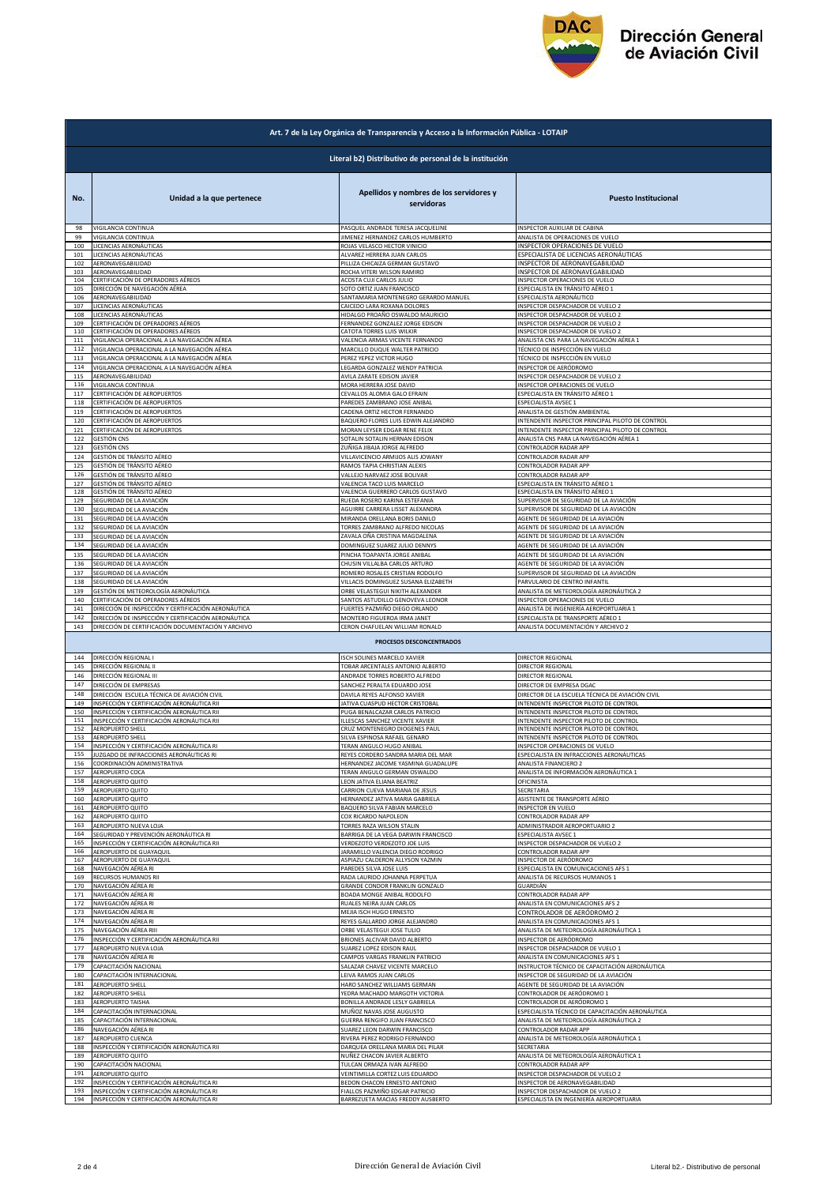# Dirección General de Aviación Civil

| Art. 7 de la Ley Orgánica de Transparencia y Acceso a la Información Pública - LOTAIP | | | |
|---|---|---|---|
| **Literal b2) Distributivo de personal de la institución** | | | |
| **No.** | **Unidad a la que pertenece** | **Apellidos y nombres de los servidores y servidoras** | **Puesto Institucional** |
| 98 | VIGILANCIA CONTINUA | PASQUEL ANDRADE TERESA JACQUELINE | INSPECTOR AUXILIAR DE CABINA |
| 99 | VIGILANCIA CONTINUA | JIMENEZ HERNANDEZ CARLOS HUMBERTO | ANALISTA DE OPERACIONES DE VUELO |
| 100 | LICENCIAS AERONÁUTICAS | ROJAS VELASCO HECTOR VINICIO | INSPECTOR OPERACIONES DE VUELO |
| 101 | LICENCIAS AERONÁUTICAS | ALVAREZ HERRERA JUAN CARLOS | ESPECIALISTA DE LICENCIAS AERONÁUTICAS |
| 102 | AERONAVEGABILIDAD | PILLIZA CHICAIZA GERMAN GUSTAVO | INSPECTOR DE AERONAVEGABILIDAD |
| 103 | AERONAVEGABILIDAD | ROCHA VITERI WILSON RAMIRO | INSPECTOR DE AERONAVEGABILIDAD |
| 104 | CERTIFICACIÓN DE OPERADORES AÉREOS | ACOSTA CUJI CARLOS JULIO | INSPECTOR OPERACIONES DE VUELO |
| 105 | DIRECCIÓN DE NAVEGACIÓN AÉREA | SOTO ORTIZ JUAN FRANCISCO | ESPECIALISTA EN TRÁNSITO AÉREO 1 |
| 106 | AERONAVEGABILIDAD | SANTAMARIA MONTENEGRO GERARDO MANUEL | ESPECIALISTA AERONÁUTICO |
| 107 | LICENCIAS AERONÁUTICAS | CAICEDO LARA ROXANA DOLORES | INSPECTOR DESPACHADOR DE VUELO 2 |
| 108 | LICENCIAS AERONÁUTICAS | HIDALGO PROAÑO OSWALDO MAURICIO | INSPECTOR DESPACHADOR DE VUELO 2 |
| 109 | CERTIFICACIÓN DE OPERADORES AÉREOS | FERNANDEZ GONZALEZ JORGE EDISON | INSPECTOR DESPACHADOR DE VUELO 2 |
| 110 | CERTIFICACIÓN DE OPERADORES AÉREOS | CATOTA TORRES LUIS WILKIR | INSPECTOR DESPACHADOR DE VUELO 2 |
| 111 | VIGILANCIA OPERACIONAL A LA NAVEGACIÓN AÉREA | VALENCIA ARMAS VICENTE FERNANDO | ANALISTA CNS PARA LA NAVEGACIÓN AÉREA 1 |
| 112 | VIGILANCIA OPERACIONAL A LA NAVEGACIÓN AÉREA | MARCILLO DUQUE WALTER PATRICIO | TÉCNICO DE INSPECCIÓN EN VUELO |
| 113 | VIGILANCIA OPERACIONAL A LA NAVEGACIÓN AÉREA | PEREZ YEPEZ VICTOR HUGO | TÉCNICO DE INSPECCIÓN EN VUELO |
| 114 | VIGILANCIA OPERACIONAL A LA NAVEGACIÓN AÉREA | LEGARDA GONZALEZ WENDY PATRICIA | INSPECTOR DE AERÓDROMO |
| 115 | AERONAVEGABILIDAD | AVILA ZARATE EDISON JAVIER | INSPECTOR DESPACHADOR DE VUELO 2 |
| 116 | VIGILANCIA CONTINUA | MORA HERRERA JOSE DAVID | INSPECTOR OPERACIONES DE VUELO |
| 117 | CERTIFICACIÓN DE AEROPUERTOS | CEVALLOS ALOMIA GALO EFRAIN | ESPECIALISTA EN TRÁNSITO AÉREO 1 |
| 118 | CERTIFICACIÓN DE AEROPUERTOS | PAREDES ZAMBRANO JOSE ANIBAL | ESPECIALISTA AVSEC 1 |
| 119 | CERTIFICACIÓN DE AEROPUERTOS | CADENA ORTIZ HECTOR FERNANDO | ANALISTA DE GESTIÓN AMBIENTAL |
| 120 | CERTIFICACIÓN DE AEROPUERTOS | BAQUERO FLORES LUIS EDWIN ALEJANDRO | INTENDENTE INSPECTOR PRINCIPAL PILOTO DE CONTROL |
| 121 | CERTIFICACIÓN DE AEROPUERTOS | MORAN LEYSER EDGAR RENE FELIX | INTENDENTE INSPECTOR PRINCIPAL PILOTO DE CONTROL |
| 122 | GESTIÓN CNS | SOTALIN SOTALIN HERNAN EDISON | ANALISTA CNS PARA LA NAVEGACIÓN AÉREA 1 |
| 123 | GESTIÓN CNS | ZUÑIGA JIBAJA JORGE ALFREDO | CONTROLADOR RADAR APP |
| 124 | GESTIÓN DE TRÁNSITO AÉREO | VILLAVICENCIO ARMIJOS ALIS JOWANY | CONTROLADOR RADAR APP |
| 125 | GESTIÓN DE TRÁNSITO AÉREO | RAMOS TAPIA CHRISTIAN ALEXIS | CONTROLADOR RADAR APP |
| 126 | GESTIÓN DE TRÁNSITO AÉREO | VALLEJO NARVAEZ JOSE BOLIVAR | CONTROLADOR RADAR APP |
| 127 | GESTIÓN DE TRÁNSITO AÉREO | VALENCIA TACO LUIS MARCELO | ESPECIALISTA EN TRÁNSITO AÉREO 1 |
| 128 | GESTIÓN DE TRÁNSITO AÉREO | VALENCIA GUERRERO CARLOS GUSTAVO | ESPECIALISTA EN TRÁNSITO AÉREO 1 |
| 129 | SEGURIDAD DE LA AVIACIÓN | RUEDA ROSERO KARINA ESTEFANIA | SUPERVISOR DE SEGURIDAD DE LA AVIACIÓN |
| 130 | SEGURIDAD DE LA AVIACIÓN | AGUIRRE CARRERA LISSET ALEXANDRA | SUPERVISOR DE SEGURIDAD DE LA AVIACIÓN |
| 131 | SEGURIDAD DE LA AVIACIÓN | MIRANDA ORELLANA BORIS DANILO | AGENTE DE SEGURIDAD DE LA AVIACIÓN |
| 132 | SEGURIDAD DE LA AVIACIÓN | TORRES ZAMBRANO ALFREDO NICOLAS | AGENTE DE SEGURIDAD DE LA AVIACIÓN |
| 133 | SEGURIDAD DE LA AVIACIÓN | ZAVALA OÑA CRISTINA MAGDALENA | AGENTE DE SEGURIDAD DE LA AVIACIÓN |
| 134 | SEGURIDAD DE LA AVIACIÓN | DOMINGUEZ SUAREZ JULIO DENNYS | AGENTE DE SEGURIDAD DE LA AVIACIÓN |
| 135 | SEGURIDAD DE LA AVIACIÓN | PINCHA TOAPANTA JORGE ANIBAL | AGENTE DE SEGURIDAD DE LA AVIACIÓN |
| 136 | SEGURIDAD DE LA AVIACIÓN | CHUSIN VILLALBA CARLOS ARTURO | AGENTE DE SEGURIDAD DE LA AVIACIÓN |
| 137 | SEGURIDAD DE LA AVIACIÓN | ROMERO ROSALES CRISTIAN RODOLFO | SUPERVISOR DE SEGURIDAD DE LA AVIACIÓN |
| 138 | SEGURIDAD DE LA AVIACIÓN | VILLACIS DOMINGUEZ SUSANA ELIZABETH | PARVULARIO DE CENTRO INFANTIL |
| 139 | GESTIÓN DE METEOROLOGÍA AERONÁUTICA | ORBE VELASTEGUI NIKITH ALEXANDER | ANALISTA DE METEOROLOGÍA AERONÁUTICA 2 |
| 140 | CERTIFICACIÓN DE OPERADORES AÉREOS | SANTOS ASTUDILLO GENOVEVA LEONOR | INSPECTOR OPERACIONES DE VUELO |
| 141 | DIRECCIÓN DE INSPECCIÓN Y CERTIFICACIÓN AERONÁUTICA | FUERTES PAZMIÑO DIEGO ORLANDO | ANALISTA DE INGENIERÍA AEROPORTUARIA 1 |
| 142 | DIRECCIÓN DE INSPECCIÓN Y CERTIFICACIÓN AERONÁUTICA | MONTERO FIGUEROA IRMA JANET | ESPECIALISTA DE TRANSPORTE AÉREO 1 |
| 143 | DIRECCIÓN DE CERTIFICACIÓN DOCUMENTACIÓN Y ARCHIVO | CERON CHAFUELAN WILLIAM RONALD | ANALISTA DOCUMENTACIÓN Y ARCHIVO 2 |
| **PROCESOS DESCONCENTRADOS** | | | |
| 144 | DIRECCIÓN REGIONAL I | ISCH SOLINES MARCELO XAVIER | DIRECTOR REGIONAL |
| 145 | DIRECCIÓN REGIONAL II | TOBAR ARCENTALES ANTONIO ALBERTO | DIRECTOR REGIONAL |
| 146 | DIRECCIÓN REGIONAL III | ANDRADE TORRES ROBERTO ALFREDO | DIRECTOR REGIONAL |
| 147 | DIRECCIÓN DE EMPRESAS | SANCHEZ PERALTA EDUARDO JOSE | DIRECTOR DE EMPRESA DGAC |
| 148 | DIRECCIÓN ESCUELA TÉCNICA DE AVIACIÓN CIVIL | DAVILA REYES ALFONSO XAVIER | DIRECTOR DE LA ESCUELA TÉCNICA DE AVIACIÓN CIVIL |
| 149 | INSPECCIÓN Y CERTIFICACIÓN AERONÁUTICA RII | JATIVA CUASPUD HECTOR CRISTOBAL | INTENDENTE INSPECTOR PILOTO DE CONTROL |
| 150 | INSPECCIÓN Y CERTIFICACIÓN AERONÁUTICA RII | PUGA BENALCAZAR CARLOS PATRICIO | INTENDENTE INSPECTOR PILOTO DE CONTROL |
| 151 | INSPECCIÓN Y CERTIFICACIÓN AERONÁUTICA RII | ILLESCAS SANCHEZ VICENTE XAVIER | INTENDENTE INSPECTOR PILOTO DE CONTROL |
| 152 | AEROPUERTO SHELL | CRUZ MONTENEGRO DIOGENES PAUL | INTENDENTE INSPECTOR PILOTO DE CONTROL |
| 153 | AEROPUERTO SHELL | SILVA ESPINOSA RAFAEL GENARO | INTENDENTE INSPECTOR PILOTO DE CONTROL |
| 154 | INSPECCIÓN Y CERTIFICACIÓN AERONÁUTICA RI | TERAN ANGULO HUGO ANIBAL | INSPECTOR OPERACIONES DE VUELO |
| 155 | JUZGADO DE INFRACCIONES AERONÁUTICAS RI | REYES CORDERO SANDRA MARIA DEL MAR | ESPECIALISTA EN INFRACCIONES AERONÁUTICAS |
| 156 | COORDINACIÓN ADMINISTRATIVA | HERNANDEZ JACOME YASMINA GUADALUPE | ANALISTA FINANCIERO 2 |
| 157 | AEROPUERTO COCA | TERAN ANGULO GERMAN OSWALDO | ANALISTA DE INFORMACIÓN AERONÁUTICA 1 |
| 158 | AEROPUERTO QUITO | LEON JATIVA ELIANA BEATRIZ | OFICINISTA |
| 159 | AEROPUERTO QUITO | CARRION CUEVA MARIANA DE JESUS | SECRETARIA |
| 160 | AEROPUERTO QUITO | HERNANDEZ JATIVA MARIA GABRIELA | ASISTENTE DE TRANSPORTE AÉREO |
| 161 | AEROPUERTO QUITO | BAQUERO SILVA FABIAN MARCELO | INSPECTOR EN VUELO |
| 162 | AEROPUERTO QUITO | COX RICARDO NAPOLEON | CONTROLADOR RADAR APP |
| 163 | AEROPUERTO NUEVA LOJA | TORRES RAZA WILSON STALIN | ADMINISTRADOR AEROPORTUARIO 2 |
| 164 | SEGURIDAD Y PREVENCIÓN AERONÁUTICA RI | BARRIGA DE LA VEGA DARWIN FRANCISCO | ESPECIALISTA AVSEC 1 |
| 165 | INSPECCIÓN Y CERTIFICACIÓN AERONÁUTICA RII | VERDEZOTO VERDEZOTO JOE LUIS | INSPECTOR DESPACHADOR DE VUELO 2 |
| 166 | AEROPUERTO DE GUAYAQUIL | JARAMILLO VALENCIA DIEGO RODRIGO | CONTROLADOR RADAR APP |
| 167 | AEROPUERTO DE GUAYAQUIL | ASPIAZU CALDERON ALLYSON YAZMIN | INSPECTOR DE AERÓDROMO |
| 168 | NAVEGACIÓN AÉREA RI | PAREDES SILVA JOSE LUIS | ESPECIALISTA EN COMUNICACIONES AFS 1 |
| 169 | RECURSOS HUMANOS RII | RADA LAURIDO JOHANNA PERPETUA | ANALISTA DE RECURSOS HUMANOS 1 |
| 170 | NAVEGACIÓN AÉREA RI | GRANDE CONDOR FRANKLIN GONZALO | GUARDIÁN |
| 171 | NAVEGACIÓN AÉREA RI | BOADA MONGE ANIBAL RODOLFO | CONTROLADOR RADAR APP |
| 172 | NAVEGACIÓN AÉREA RI | RUALES NEIRA JUAN CARLOS | ANALISTA EN COMUNICACIONES AFS 2 |
| 173 | NAVEGACIÓN AÉREA RI | MEJIA ISCH HUGO ERNESTO | CONTROLADOR DE AERÓDROMO 2 |
| 174 | NAVEGACIÓN AÉREA RI | REYES GALLARDO JORGE ALEJANDRO | ANALISTA EN COMUNICACIONES AFS 1 |
| 175 | NAVEGACIÓN AÉREA RIII | ORBE VELASTEGUI JOSE TULIO | ANALISTA DE METEOROLOGÍA AERONÁUTICA 1 |
| 176 | INSPECCIÓN Y CERTIFICACIÓN AERONÁUTICA RII | BRIONES ALCIVAR DAVID ALBERTO | INSPECTOR DE AERÓDROMO |
| 177 | AEROPUERTO NUEVA LOJA | SUAREZ LOPEZ EDISON RAUL | INSPECTOR DESPACHADOR DE VUELO 1 |
| 178 | NAVEGACIÓN AÉREA RI | CAMPOS VARGAS FRANKLIN PATRICIO | ANALISTA EN COMUNICACIONES AFS 1 |
| 179 | CAPACITACIÓN NACIONAL | SALAZAR CHAVEZ VICENTE MARCELO | INSTRUCTOR TÉCNICO DE CAPACITACIÓN AERONÁUTICA |
| 180 | CAPACITACIÓN INTERNACIONAL | LEIVA RAMOS JUAN CARLOS | INSPECTOR DE SEGURIDAD DE LA AVIACIÓN |
| 181 | AEROPUERTO SHELL | HARO SANCHEZ WILLIAMS GERMAN | AGENTE DE SEGURIDAD DE LA AVIACIÓN |
| 182 | AEROPUERTO SHELL | YEDRA MACHADO MARGOTH VICTORIA | CONTROLADOR DE AERÓDROMO 1 |
| 183 | AEROPUERTO TAISHA | BONILLA ANDRADE LESLY GABRIELA | CONTROLADOR DE AERÓDROMO 1 |
| 184 | CAPACITACIÓN INTERNACIONAL | MUÑOZ NAVAS JOSE AUGUSTO | ESPECIALISTA TÉCNICO DE CAPACITACIÓN AERONÁUTICA |
| 185 | CAPACITACIÓN INTERNACIONAL | GUERRA RENGIFO JUAN FRANCISCO | ANALISTA DE METEOROLOGÍA AERONÁUTICA 2 |
| 186 | NAVEGACIÓN AÉREA RI | SUAREZ LEON DARWIN FRANCISCO | CONTROLADOR RADAR APP |
| 187 | AEROPUERTO CUENCA | RIVERA PEREZ RODRIGO FERNANDO | ANALISTA DE METEOROLOGÍA AERONÁUTICA 1 |
| 188 | INSPECCIÓN Y CERTIFICACIÓN AERONÁUTICA RII | DARQUEA ORELLANA MARIA DEL PILAR | SECRETARIA |
| 189 | AEROPUERTO QUITO | NUÑEZ CHACON JAVIER ALBERTO | ANALISTA DE METEOROLOGÍA AERONÁUTICA 1 |
| 190 | CAPACITACIÓN NACIONAL | TULCAN ORMAZA IVAN ALFREDO | CONTROLADOR RADAR APP |
| 191 | AEROPUERTO QUITO | VEINTIMILLA CORTEZ LUIS EDUARDO | INSPECTOR DESPACHADOR DE VUELO 2 |
| 192 | INSPECCIÓN Y CERTIFICACIÓN AERONÁUTICA RI | BEDON CHACON ERNESTO ANTONIO | INSPECTOR DE AERONAVEGABILIDAD |
| 193 | INSPECCIÓN Y CERTIFICACIÓN AERONÁUTICA RI | FIALLOS PAZMIÑO EDGAR PATRICIO | INSPECTOR DESPACHADOR DE VUELO 2 |
| 194 | INSPECCIÓN Y CERTIFICACIÓN AERONÁUTICA RI | BARREZUETA MACIAS FREDDY AUSBERTO | ESPECIALISTA EN INGENIERÍA AEROPORTUARIA |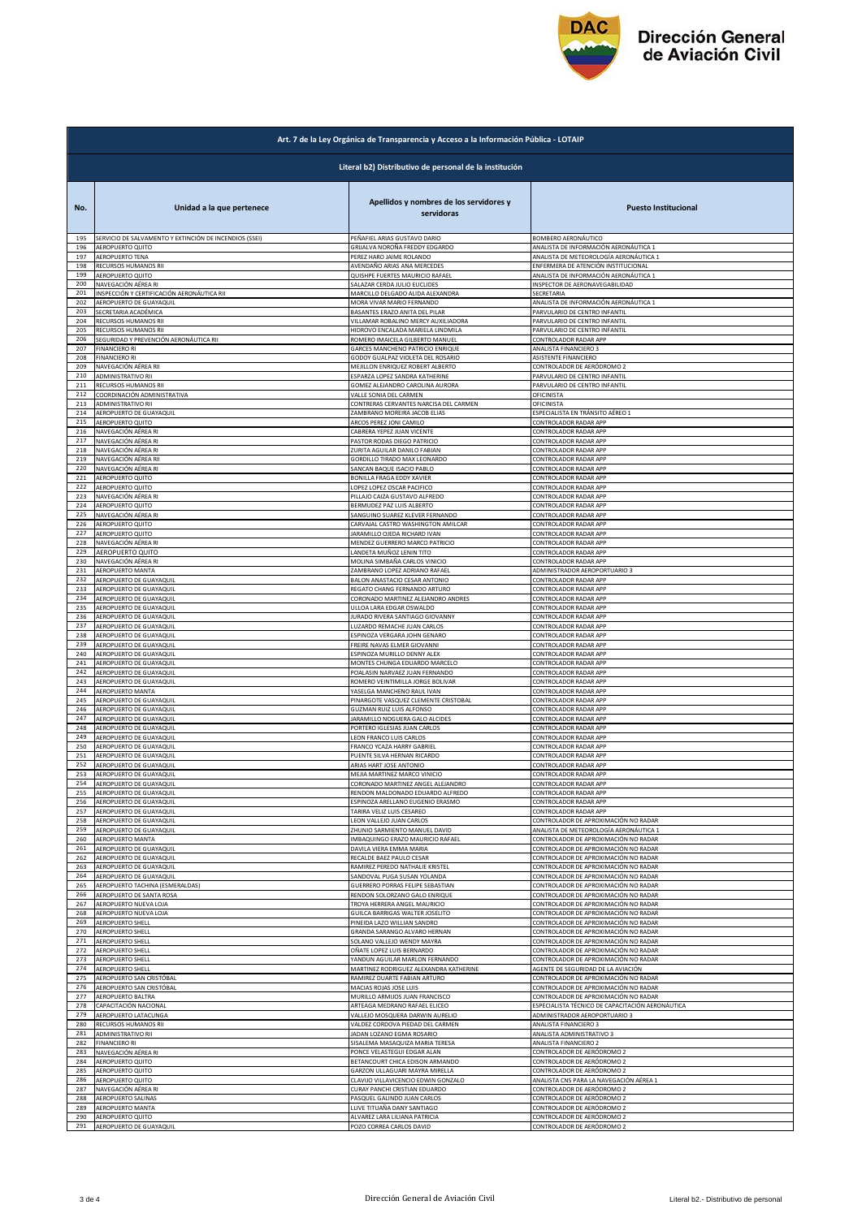| Art. 7 de la Ley Orgánica de Transparencia y Acceso a la Información Pública - LOTAIP | | | |
|---|---|---|---|
| Literal b2) Distributivo de personal de la institución | | | |
| No. | Unidad a la que pertenece | Apellidos y nombres de los servidores y servidoras | Puesto Institucional |
| 195 | SERVICIO DE SALVAMENTO Y EXTINCIÓN DE INCENDIOS (SSEI) | PEÑAFIEL ARIAS GUSTAVO DARIO | BOMBERO AERONÁUTICO |
| 196 | AEROPUERTO QUITO | GRIJALVA NOROÑA FREDDY EDGARDO | ANALISTA DE INFORMACIÓN AERONÁUTICA 1 |
| 197 | AEROPUERTO TENA | PEREZ HARO JAIME ROLANDO | ANALISTA DE METEOROLOGÍA AERONÁUTICA 1 |
| 198 | RECURSOS HUMANOS RII | AVENDAÑO ARIAS ANA MERCEDES | ENFERMERA DE ATENCIÓN INSTITUCIONAL |
| 199 | AEROPUERTO QUITO | QUISHPE FUERTES MAURICIO RAFAEL | ANALISTA DE INFORMACIÓN AERONÁUTICA 1 |
| 200 | NAVEGACIÓN AÉREA RI | SALAZAR CERDA JULIO EUCLIDES | INSPECTOR DE AERONAVEGABILIDAD |
| 201 | INSPECCIÓN Y CERTIFICACIÓN AERONÁUTICA RII | MARCILLO DELGADO ALIDA ALEXANDRA | SECRETARIA |
| 202 | AEROPUERTO DE GUAYAQUIL | MORA VIVAR MARIO FERNANDO | ANALISTA DE INFORMACIÓN AERONÁUTICA 1 |
| 203 | SECRETARIA ACADÉMICA | BASANTES ERAZO ANITA DEL PILAR | PARVULARIO DE CENTRO INFANTIL |
| 204 | RECURSOS HUMANOS RII | VILLAMAR ROBALINO MERCY AUXILIADORA | PARVULARIO DE CENTRO INFANTIL |
| 205 | RECURSOS HUMANOS RII | HIDROVO ENCALADA MARIELA LINDMILA | PARVULARIO DE CENTRO INFANTIL |
| 206 | SEGURIDAD Y PREVENCIÓN AERONÁUTICA RII | ROMERO IMAICELA GILBERTO MANUEL | CONTROLADOR RADAR APP |
| 207 | FINANCIERO RI | GARCES MANCHENO PATRICIO ENRIQUE | ANALISTA FINANCIERO 3 |
| 208 | FINANCIERO RI | GODOY GUALPAZ VIOLETA DEL ROSARIO | ASISTENTE FINANCIERO |
| 209 | NAVEGACIÓN AÉREA RII | MEJILLON ENRIQUEZ ROBERT ALBERTO | CONTROLADOR DE AERÓDROMO 2 |
| 210 | ADMINISTRATIVO RII | ESPARZA LOPEZ SANDRA KATHERINE | PARVULARIO DE CENTRO INFANTIL |
| 211 | RECURSOS HUMANOS RII | GOMEZ ALEJANDRO CAROLINA AURORA | PARVULARIO DE CENTRO INFANTIL |
| 212 | COORDINACIÓN ADMINISTRATIVA | VALLE SONIA DEL CARMEN | OFICINISTA |
| 213 | ADMINISTRATIVO RII | CONTRERAS CERVANTES NARCISA DEL CARMEN | OFICINISTA |
| 214 | AEROPUERTO DE GUAYAQUIL | ZAMBRANO MOREIRA JACOB ELIAS | ESPECIALISTA EN TRÁNSITO AÉREO 1 |
| 215 | AEROPUERTO QUITO | ARCOS PEREZ JONI CAMILO | CONTROLADOR RADAR APP |
| 216 | NAVEGACIÓN AÉREA RI | CABRERA YEPEZ JUAN VICENTE | CONTROLADOR RADAR APP |
| 217 | NAVEGACIÓN AÉREA RI | PASTOR RODAS DIEGO PATRICIO | CONTROLADOR RADAR APP |
| 218 | NAVEGACIÓN AÉREA RI | ZURITA AGUILAR DANILO FABIAN | CONTROLADOR RADAR APP |
| 219 | NAVEGACIÓN AÉREA RII | GORDILLO TIRADO MAX LEONARDO | CONTROLADOR RADAR APP |
| 220 | NAVEGACIÓN AÉREA RI | SANCAN BAQUE ISACIO PABLO | CONTROLADOR RADAR APP |
| 221 | AEROPUERTO QUITO | BONILLA FRAGA EDDY XAVIER | CONTROLADOR RADAR APP |
| 222 | AEROPUERTO QUITO | LOPEZ LOPEZ OSCAR PACIFICO | CONTROLADOR RADAR APP |
| 223 | NAVEGACIÓN AÉREA RI | PILLAJO CAIZA GUSTAVO ALFREDO | CONTROLADOR RADAR APP |
| 224 | AEROPUERTO QUITO | BERMUDEZ PAZ LUIS ALBERTO | CONTROLADOR RADAR APP |
| 225 | NAVEGACIÓN AÉREA RI | SANGUINO SUAREZ KLEVER FERNANDO | CONTROLADOR RADAR APP |
| 226 | AEROPUERTO QUITO | CARVAJAL CASTRO WASHINGTON AMILCAR | CONTROLADOR RADAR APP |
| 227 | AEROPUERTO QUITO | JARAMILLO OJEDA RICHARD IVAN | CONTROLADOR RADAR APP |
| 228 | NAVEGACIÓN AÉREA RI | MENDEZ GUERRERO MARCO PATRICIO | CONTROLADOR RADAR APP |
| 229 | AEROPUERTO QUITO | LANDETA MUÑOZ LENIN TITO | CONTROLADOR RADAR APP |
| 230 | NAVEGACIÓN AÉREA RI | MOLINA SIMBAÑA CARLOS VINICIO | CONTROLADOR RADAR APP |
| 231 | AEROPUERTO MANTA | ZAMBRANO LOPEZ ADRIANO RAFAEL | ADMINISTRADOR AEROPORTUARIO 3 |
| 232 | AEROPUERTO DE GUAYAQUIL | BALON ANASTACIO CESAR ANTONIO | CONTROLADOR RADAR APP |
| 233 | AEROPUERTO DE GUAYAQUIL | REGATO CHANG FERNANDO ARTURO | CONTROLADOR RADAR APP |
| 234 | AEROPUERTO DE GUAYAQUIL | CORONADO MARTINEZ ALEJANDRO ANDRES | CONTROLADOR RADAR APP |
| 235 | AEROPUERTO DE GUAYAQUIL | ULLOA LARA EDGAR OSWALDO | CONTROLADOR RADAR APP |
| 236 | AEROPUERTO DE GUAYAQUIL | JURADO RIVERA SANTIAGO GIOVANNY | CONTROLADOR RADAR APP |
| 237 | AEROPUERTO DE GUAYAQUIL | LUZARDO REMACHE JUAN CARLOS | CONTROLADOR RADAR APP |
| 238 | AEROPUERTO DE GUAYAQUIL | ESPINOZA VERGARA JOHN GENARO | CONTROLADOR RADAR APP |
| 239 | AEROPUERTO DE GUAYAQUIL | FREIRE NAVAS ELMER GIOVANNI | CONTROLADOR RADAR APP |
| 240 | AEROPUERTO DE GUAYAQUIL | ESPINOZA MURILLO DENNY ALEX | CONTROLADOR RADAR APP |
| 241 | AEROPUERTO DE GUAYAQUIL | MONTES CHUNGA EDUARDO MARCELO | CONTROLADOR RADAR APP |
| 242 | AEROPUERTO DE GUAYAQUIL | POALASIN NARVAEZ JUAN FERNANDO | CONTROLADOR RADAR APP |
| 243 | AEROPUERTO DE GUAYAQUIL | ROMERO VEINTIMILLA JORGE BOLIVAR | CONTROLADOR RADAR APP |
| 244 | AEROPUERTO MANTA | YASELGA MANCHENO RAUL IVAN | CONTROLADOR RADAR APP |
| 245 | AEROPUERTO DE GUAYAQUIL | PINARGOTE VASQUEZ CLEMENTE CRISTOBAL | CONTROLADOR RADAR APP |
| 246 | AEROPUERTO DE GUAYAQUIL | GUZMAN RUIZ LUIS ALFONSO | CONTROLADOR RADAR APP |
| 247 | AEROPUERTO DE GUAYAQUIL | JARAMILLO NOGUERA GALO ALCIDES | CONTROLADOR RADAR APP |
| 248 | AEROPUERTO DE GUAYAQUIL | PORTERO IGLESIAS JUAN CARLOS | CONTROLADOR RADAR APP |
| 249 | AEROPUERTO DE GUAYAQUIL | LEON FRANCO LUIS CARLOS | CONTROLADOR RADAR APP |
| 250 | AEROPUERTO DE GUAYAQUIL | FRANCO YCAZA HARRY GABRIEL | CONTROLADOR RADAR APP |
| 251 | AEROPUERTO DE GUAYAQUIL | PUENTE SILVA HERNAN RICARDO | CONTROLADOR RADAR APP |
| 252 | AEROPUERTO DE GUAYAQUIL | ARIAS HART JOSE ANTONIO | CONTROLADOR RADAR APP |
| 253 | AEROPUERTO DE GUAYAQUIL | MEJIA MARTINEZ MARCO VINICIO | CONTROLADOR RADAR APP |
| 254 | AEROPUERTO DE GUAYAQUIL | CORONADO MARTINEZ ANGEL ALEJANDRO | CONTROLADOR RADAR APP |
| 255 | AEROPUERTO DE GUAYAQUIL | RENDON MALDONADO EDUARDO ALFREDO | CONTROLADOR RADAR APP |
| 256 | AEROPUERTO DE GUAYAQUIL | ESPINOZA ARELLANO EUGENIO ERASMO | CONTROLADOR RADAR APP |
| 257 | AEROPUERTO DE GUAYAQUIL | TARIRA VELIZ LUIS CESAREO | CONTROLADOR RADAR APP |
| 258 | AEROPUERTO DE GUAYAQUIL | LEON VALLEJO JUAN CARLOS | CONTROLADOR DE APROXIMACIÓN NO RADAR |
| 259 | AEROPUERTO DE GUAYAQUIL | ZHUNIO SARMIENTO MANUEL DAVID | ANALISTA DE METEOROLOGÍA AERONÁUTICA 1 |
| 260 | AEROPUERTO MANTA | IMBAQUINGO ERAZO MAURICIO RAFAEL | CONTROLADOR DE APROXIMACIÓN NO RADAR |
| 261 | AEROPUERTO DE GUAYAQUIL | DAVILA VIERA EMMA MARIA | CONTROLADOR DE APROXIMACIÓN NO RADAR |
| 262 | AEROPUERTO DE GUAYAQUIL | RECALDE BAEZ PAULO CESAR | CONTROLADOR DE APROXIMACIÓN NO RADAR |
| 263 | AEROPUERTO DE GUAYAQUIL | RAMIREZ PEREDO NATHALIE KRISTEL | CONTROLADOR DE APROXIMACIÓN NO RADAR |
| 264 | AEROPUERTO DE GUAYAQUIL | SANDOVAL PUGA SUSAN YOLANDA | CONTROLADOR DE APROXIMACIÓN NO RADAR |
| 265 | AEROPUERTO TACHINA (ESMERALDAS) | GUERRERO PORRAS FELIPE SEBASTIAN | CONTROLADOR DE APROXIMACIÓN NO RADAR |
| 266 | AEROPUERTO DE SANTA ROSA | RENDON SOLORZANO GALO ENRIQUE | CONTROLADOR DE APROXIMACIÓN NO RADAR |
| 267 | AEROPUERTO NUEVA LOJA | TROYA HERRERA ANGEL MAURICIO | CONTROLADOR DE APROXIMACIÓN NO RADAR |
| 268 | AEROPUERTO NUEVA LOJA | GUILCA BARRIGAS WALTER JOSELITO | CONTROLADOR DE APROXIMACIÓN NO RADAR |
| 269 | AEROPUERTO SHELL | PINEIDA LAZO WILLIAN SANDRO | CONTROLADOR DE APROXIMACIÓN NO RADAR |
| 270 | AEROPUERTO SHELL | GRANDA SARANGO ALVARO HERNAN | CONTROLADOR DE APROXIMACIÓN NO RADAR |
| 271 | AEROPUERTO SHELL | SOLANO VALLEJO WENDY MAYRA | CONTROLADOR DE APROXIMACIÓN NO RADAR |
| 272 | AEROPUERTO SHELL | OÑATE LOPEZ LUIS BERNARDO | CONTROLADOR DE APROXIMACIÓN NO RADAR |
| 273 | AEROPUERTO SHELL | YANDUN AGUILAR MARLON FERNANDO | CONTROLADOR DE APROXIMACIÓN NO RADAR |
| 274 | AEROPUERTO SHELL | MARTINEZ RODRIGUEZ ALEXANDRA KATHERINE | AGENTE DE SEGURIDAD DE LA AVIACIÓN |
| 275 | AEROPUERTO SAN CRISTÓBAL | RAMIREZ DUARTE FABIAN ARTURO | CONTROLADOR DE APROXIMACIÓN NO RADAR |
| 276 | AEROPUERTO SAN CRISTÓBAL | MACIAS ROJAS JOSE LUIS | CONTROLADOR DE APROXIMACIÓN NO RADAR |
| 277 | AEROPUERTO BALTRA | MURILLO ARMIJOS JUAN FRANCISCO | CONTROLADOR DE APROXIMACIÓN NO RADAR |
| 278 | CAPACITACIÓN NACIONAL | ARTEAGA MEDRANO RAFAEL ELICEO | ESPECIALISTA TÉCNICO DE CAPACITACIÓN AERONÁUTICA |
| 279 | AEROPUERTO LATACUNGA | VALLEJO MOSQUERA DARWIN AURELIO | ADMINISTRADOR AEROPORTUARIO 3 |
| 280 | RECURSOS HUMANOS RII | VALDEZ CORDOVA PIEDAD DEL CARMEN | ANALISTA FINANCIERO 3 |
| 281 | ADMINISTRATIVO RII | JADAN LOZANO EGMA ROSARIO | ANALISTA ADMINISTRATIVO 3 |
| 282 | FINANCIERO RI | SISALEMA MASAQUIZA MARIA TERESA | ANALISTA FINANCIERO 2 |
| 283 | NAVEGACIÓN AÉREA RI | PONCE VELASTEGUI EDGAR ALAN | CONTROLADOR DE AERÓDROMO 2 |
| 284 | AEROPUERTO QUITO | BETANCOURT CHICA EDISON ARMANDO | CONTROLADOR DE AERÓDROMO 2 |
| 285 | AEROPUERTO QUITO | GARZON ULLAGUARI MAYRA MIRELLA | CONTROLADOR DE AERÓDROMO 2 |
| 286 | AEROPUERTO QUITO | CLAVIJO VILLAVICENCIO EDWIN GONZALO | ANALISTA CNS PARA LA NAVEGACIÓN AÉREA 1 |
| 287 | NAVEGACIÓN AÉREA RI | CURAY PANCHI CRISTIAN EDUARDO | CONTROLADOR DE AERÓDROMO 2 |
| 288 | AEROPUERTO SALINAS | PASQUEL GALINDO JUAN CARLOS | CONTROLADOR DE AERÓDROMO 2 |
| 289 | AEROPUERTO MANTA | LLIVE TITUAÑA DANY SANTIAGO | CONTROLADOR DE AERÓDROMO 2 |
| 290 | AEROPUERTO QUITO | ALVAREZ LARA LILIANA PATRICIA | CONTROLADOR DE AERÓDROMO 2 |
| 291 | AEROPUERTO DE GUAYAQUIL | POZO CORREA CARLOS DAVID | CONTROLADOR DE AERÓDROMO 2 |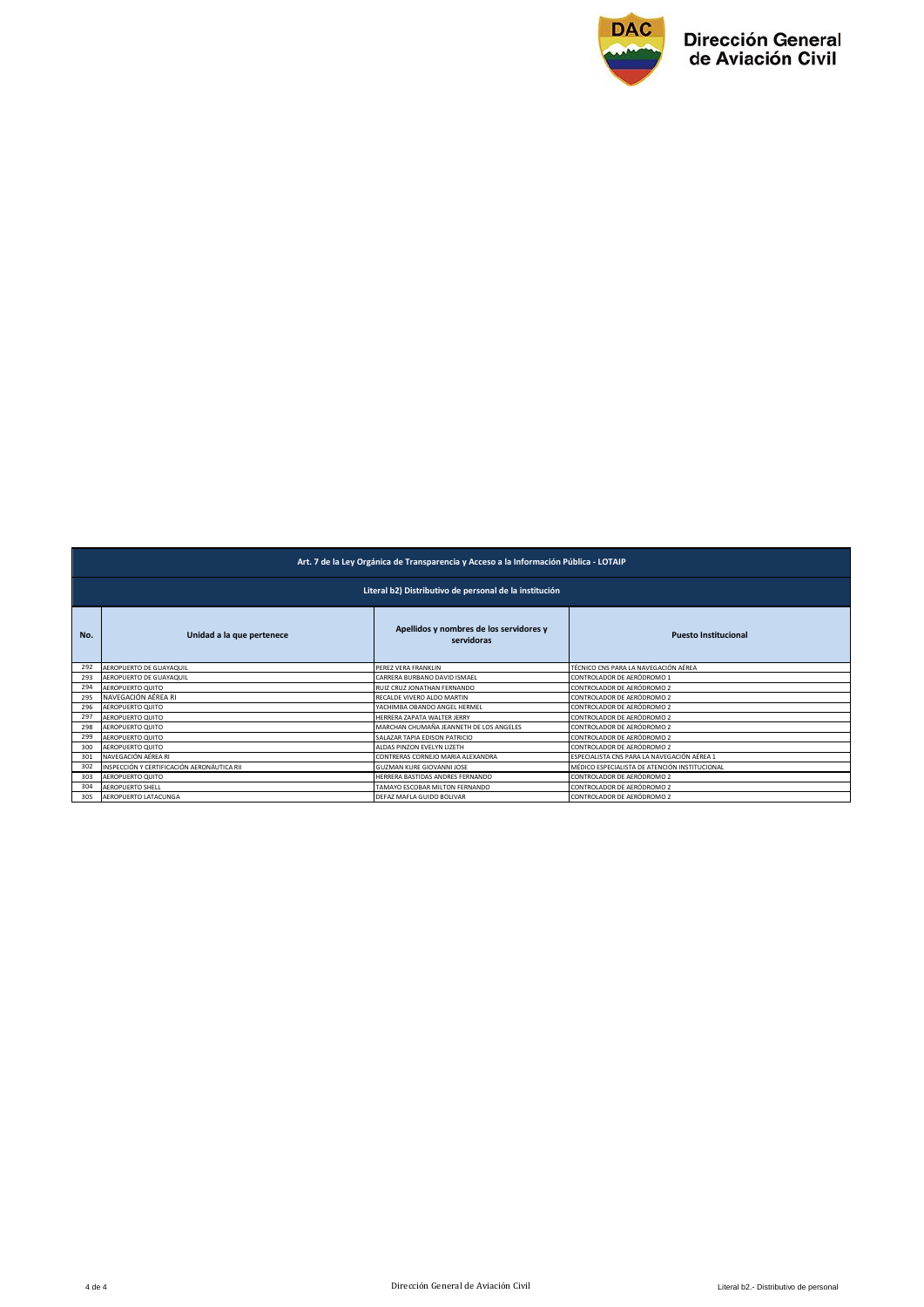Dirección General de Aviación Civil

| Art. 7 de la Ley Orgánica de Transparencia y Acceso a la Información Pública - LOTAIP | | | |
|---|---|---|---|
| Literal b2) Distributivo de personal de la institución | | | |
| No. | Unidad a la que pertenece | Apellidos y nombres de los servidores y servidoras | Puesto Institucional |
| 292 | AEROPUERTO DE GUAYAQUIL | PEREZ VERA FRANKLIN | TÉCNICO CNS PARA LA NAVEGACIÓN AÉREA |
| 293 | AEROPUERTO DE GUAYAQUIL | CARRERA BURBANO DAVID ISMAEL | CONTROLADOR DE AERÓDROMO 1 |
| 294 | AEROPUERTO QUITO | RUIZ CRUZ JONATHAN FERNANDO | CONTROLADOR DE AERÓDROMO 2 |
| 295 | NAVEGACIÓN AÉREA RI | RECALDE VIVERO ALDO MARTIN | CONTROLADOR DE AERÓDROMO 2 |
| 296 | AEROPUERTO QUITO | YACHIMBA OBANDO ANGEL HERMEL | CONTROLADOR DE AERÓDROMO 2 |
| 297 | AEROPUERTO QUITO | HERRERA ZAPATA WALTER JERRY | CONTROLADOR DE AERÓDROMO 2 |
| 298 | AEROPUERTO QUITO | MARCHAN CHUMAÑA JEANNETH DE LOS ANGELES | CONTROLADOR DE AERÓDROMO 2 |
| 299 | AEROPUERTO QUITO | SALAZAR TAPIA EDISON PATRICIO | CONTROLADOR DE AERÓDROMO 2 |
| 300 | AEROPUERTO QUITO | ALDAS PINZON EVELYN LIZETH | CONTROLADOR DE AERÓDROMO 2 |
| 301 | NAVEGACIÓN AÉREA RI | CONTRERAS CORNEJO MARIA ALEXANDRA | ESPECIALISTA CNS PARA LA NAVEGACIÓN AÉREA 1 |
| 302 | INSPECCIÓN Y CERTIFICACIÓN AERONÁUTICA RII | GUZMAN KURE GIOVANNI JOSE | MÉDICO ESPECIALISTA DE ATENCIÓN INSTITUCIONAL |
| 303 | AEROPUERTO QUITO | HERRERA BASTIDAS ANDRES FERNANDO | CONTROLADOR DE AERÓDROMO 2 |
| 304 | AEROPUERTO SHELL | TAMAYO ESCOBAR MILTON FERNANDO | CONTROLADOR DE AERÓDROMO 2 |
| 305 | AEROPUERTO LATACUNGA | DEFAZ MAFLA GUIDO BOLIVAR | CONTROLADOR DE AERÓDROMO 2 |